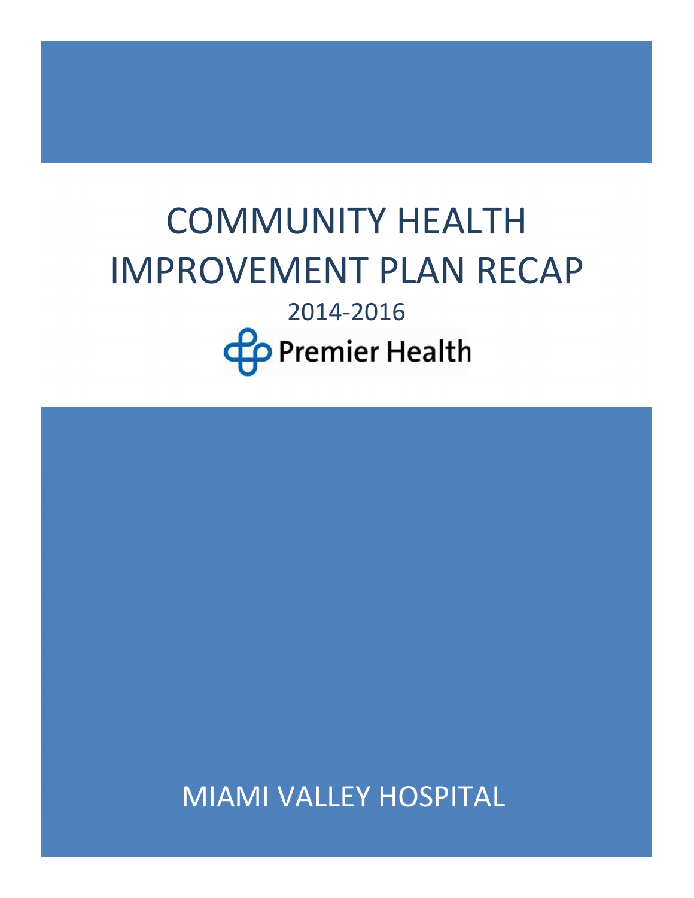# COMMUNITY HEALTH IMPROVEMENT PLAN RECAP

2014-2016

Premier Health

MIAMI VALLEY HOSPITAL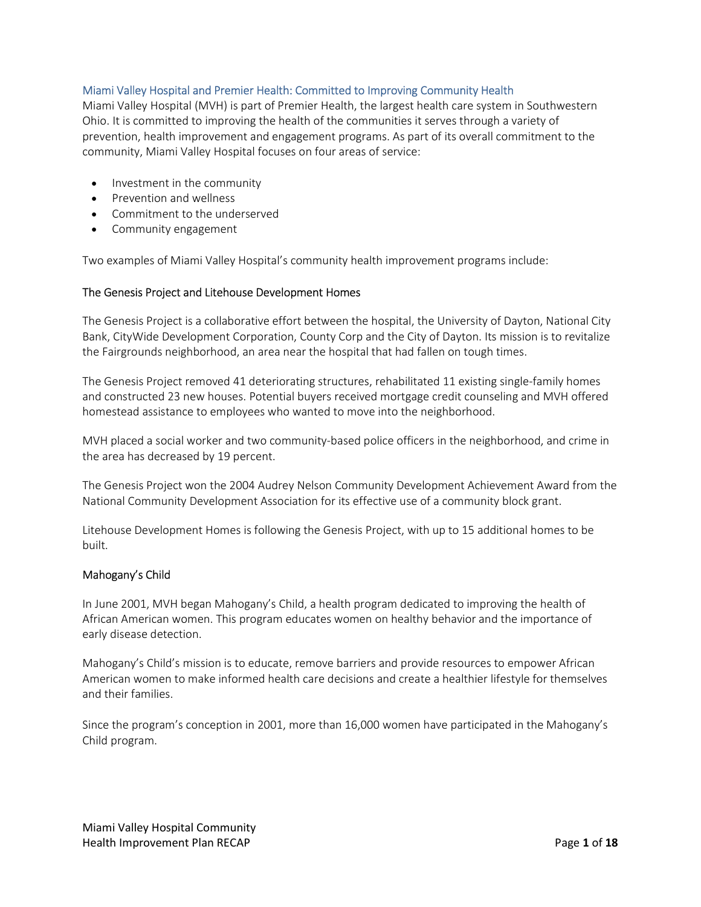## Miami Valley Hospital and Premier Health: Committed to Improving Community Health

Miami Valley Hospital (MVH) is part of Premier Health, the largest health care system in Southwestern Ohio. It is committed to improving the health of the communities it serves through a variety of prevention, health improvement and engagement programs. As part of its overall commitment to the community, Miami Valley Hospital focuses on four areas of service:

- Investment in the community
- Prevention and wellness
- Commitment to the underserved
- Community engagement

Two examples of Miami Valley Hospital's community health improvement programs include:

### The Genesis Project and Litehouse Development Homes

The Genesis Project is a collaborative effort between the hospital, the University of Dayton, National City Bank, CityWide Development Corporation, County Corp and the City of Dayton. Its mission is to revitalize the Fairgrounds neighborhood, an area near the hospital that had fallen on tough times.

The Genesis Project removed 41 deteriorating structures, rehabilitated 11 existing single-family homes and constructed 23 new houses. Potential buyers received mortgage credit counseling and MVH offered homestead assistance to employees who wanted to move into the neighborhood.

MVH placed a social worker and two community-based police officers in the neighborhood, and crime in the area has decreased by 19 percent.

The Genesis Project won the 2004 Audrey Nelson Community Development Achievement Award from the National Community Development Association for its effective use of a community block grant.

Litehouse Development Homes is following the Genesis Project, with up to 15 additional homes to be built.

### Mahogany's Child

In June 2001, MVH began Mahogany's Child, a health program dedicated to improving the health of African American women. This program educates women on healthy behavior and the importance of early disease detection.

Mahogany's Child's mission is to educate, remove barriers and provide resources to empower African American women to make informed health care decisions and create a healthier lifestyle for themselves and their families.

Since the program's conception in 2001, more than 16,000 women have participated in the Mahogany's Child program.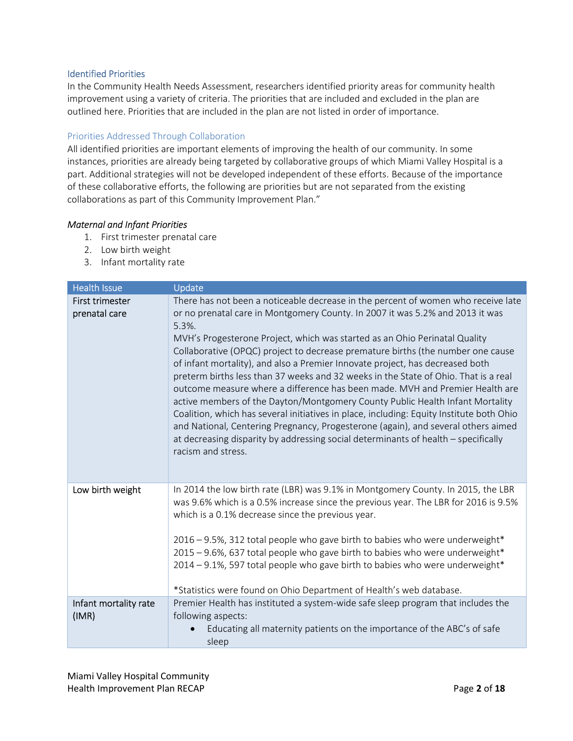### Identified Priorities

In the Community Health Needs Assessment, researchers identified priority areas for community health improvement using a variety of criteria. The priorities that are included and excluded in the plan are outlined here. Priorities that are included in the plan are not listed in order of importance.

#### Priorities Addressed Through Collaboration

All identified priorities are important elements of improving the health of our community. In some instances, priorities are already being targeted by collaborative groups of which Miami Valley Hospital is a part. Additional strategies will not be developed independent of these efforts. Because of the importance of these collaborative efforts, the following are priorities but are not separated from the existing collaborations as part of this Community Improvement Plan."

*Maternal and Infant Priorities*

1. First trimester prenatal care
2. Low birth weight
3. Infant mortality rate

| Health Issue | Update |
|---|---|
| First trimester prenatal care | There has not been a noticeable decrease in the percent of women who receive late or no prenatal care in Montgomery County. In 2007 it was 5.2% and 2013 it was 5.3%.<br>MVH's Progesterone Project, which was started as an Ohio Perinatal Quality Collaborative (OPQC) project to decrease premature births (the number one cause of infant mortality), and also a Premier Innovate project, has decreased both preterm births less than 37 weeks and 32 weeks in the State of Ohio. That is a real outcome measure where a difference has been made. MVH and Premier Health are active members of the Dayton/Montgomery County Public Health Infant Mortality Coalition, which has several initiatives in place, including: Equity Institute both Ohio and National, Centering Pregnancy, Progesterone (again), and several others aimed at decreasing disparity by addressing social determinants of health – specifically racism and stress. |
| Low birth weight | In 2014 the low birth rate (LBR) was 9.1% in Montgomery County. In 2015, the LBR was 9.6% which is a 0.5% increase since the previous year. The LBR for 2016 is 9.5% which is a 0.1% decrease since the previous year.<br><br>2016 – 9.5%, 312 total people who gave birth to babies who were underweight*<br>2015 – 9.6%, 637 total people who gave birth to babies who were underweight*<br>2014 – 9.1%, 597 total people who gave birth to babies who were underweight*<br><br>*Statistics were found on Ohio Department of Health's web database. |
| Infant mortality rate (IMR) | Premier Health has instituted a system-wide safe sleep program that includes the following aspects:<br>• Educating all maternity patients on the importance of the ABC's of safe sleep |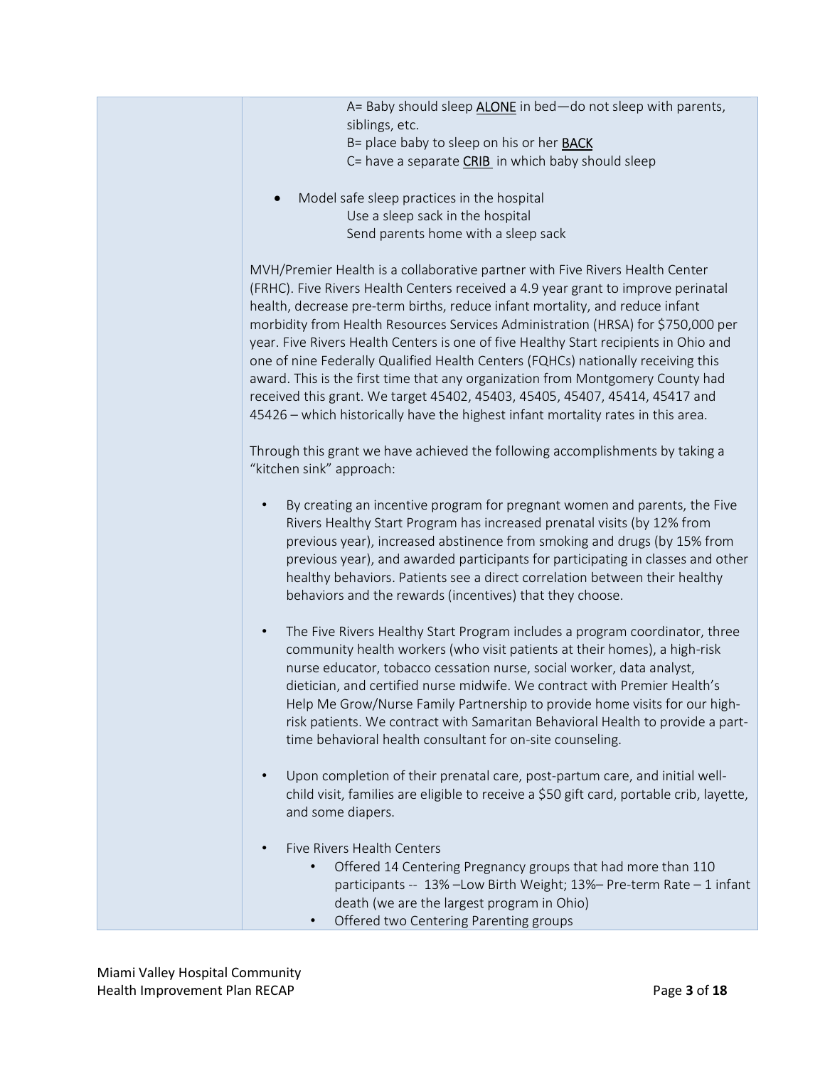| | |
|---|---|
| | A= Baby should sleep <u>ALONE</u> in bed—do not sleep with parents, siblings, etc.<br>B= place baby to sleep on his or her <u>BACK</u><br>C= have a separate <u>CRIB</u> in which baby should sleep<br><br>• Model safe sleep practices in the hospital<br>Use a sleep sack in the hospital<br>Send parents home with a sleep sack<br><br>MVH/Premier Health is a collaborative partner with Five Rivers Health Center (FRHC). Five Rivers Health Centers received a 4.9 year grant to improve perinatal health, decrease pre-term births, reduce infant mortality, and reduce infant morbidity from Health Resources Services Administration (HRSA) for $750,000 per year. Five Rivers Health Centers is one of five Healthy Start recipients in Ohio and one of nine Federally Qualified Health Centers (FQHCs) nationally receiving this award. This is the first time that any organization from Montgomery County had received this grant. We target 45402, 45403, 45405, 45407, 45414, 45417 and 45426 – which historically have the highest infant mortality rates in this area.<br><br>Through this grant we have achieved the following accomplishments by taking a "kitchen sink" approach:<br><br>• By creating an incentive program for pregnant women and parents, the Five Rivers Healthy Start Program has increased prenatal visits (by 12% from previous year), increased abstinence from smoking and drugs (by 15% from previous year), and awarded participants for participating in classes and other healthy behaviors. Patients see a direct correlation between their healthy behaviors and the rewards (incentives) that they choose.<br><br>• The Five Rivers Healthy Start Program includes a program coordinator, three community health workers (who visit patients at their homes), a high-risk nurse educator, tobacco cessation nurse, social worker, data analyst, dietician, and certified nurse midwife. We contract with Premier Health's Help Me Grow/Nurse Family Partnership to provide home visits for our high-risk patients. We contract with Samaritan Behavioral Health to provide a part-time behavioral health consultant for on-site counseling.<br><br>• Upon completion of their prenatal care, post-partum care, and initial well-child visit, families are eligible to receive a $50 gift card, portable crib, layette, and some diapers.<br><br>• Five Rivers Health Centers<br>&nbsp;&nbsp;&nbsp;&nbsp;• Offered 14 Centering Pregnancy groups that had more than 110 participants -- 13% –Low Birth Weight; 13%– Pre-term Rate – 1 infant death (we are the largest program in Ohio)<br>&nbsp;&nbsp;&nbsp;&nbsp;• Offered two Centering Parenting groups |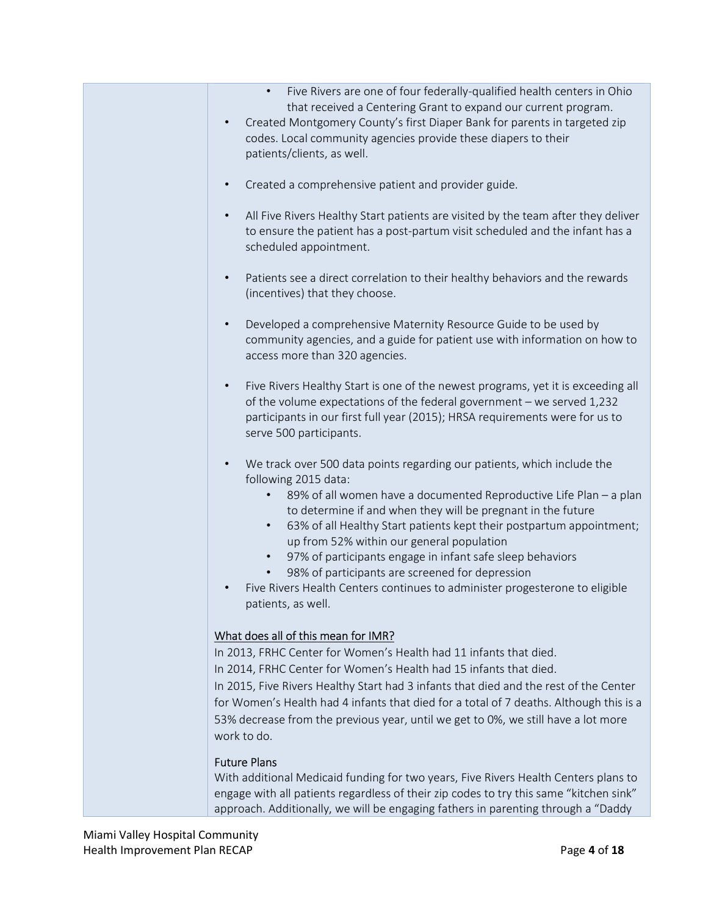- Five Rivers are one of four federally-qualified health centers in Ohio that received a Centering Grant to expand our current program.
- Created Montgomery County's first Diaper Bank for parents in targeted zip codes. Local community agencies provide these diapers to their patients/clients, as well.
- Created a comprehensive patient and provider guide.
- All Five Rivers Healthy Start patients are visited by the team after they deliver to ensure the patient has a post-partum visit scheduled and the infant has a scheduled appointment.
- Patients see a direct correlation to their healthy behaviors and the rewards (incentives) that they choose.
- Developed a comprehensive Maternity Resource Guide to be used by community agencies, and a guide for patient use with information on how to access more than 320 agencies.
- Five Rivers Healthy Start is one of the newest programs, yet it is exceeding all of the volume expectations of the federal government – we served 1,232 participants in our first full year (2015); HRSA requirements were for us to serve 500 participants.
- We track over 500 data points regarding our patients, which include the following 2015 data:
  - 89% of all women have a documented Reproductive Life Plan – a plan to determine if and when they will be pregnant in the future
  - 63% of all Healthy Start patients kept their postpartum appointment; up from 52% within our general population
  - 97% of participants engage in infant safe sleep behaviors
  - 98% of participants are screened for depression
- Five Rivers Health Centers continues to administer progesterone to eligible patients, as well.

<u>What does all of this mean for IMR?</u>

In 2013, FRHC Center for Women's Health had 11 infants that died.
In 2014, FRHC Center for Women's Health had 15 infants that died.
In 2015, Five Rivers Healthy Start had 3 infants that died and the rest of the Center for Women's Health had 4 infants that died for a total of 7 deaths. Although this is a 53% decrease from the previous year, until we get to 0%, we still have a lot more work to do.

Future Plans

With additional Medicaid funding for two years, Five Rivers Health Centers plans to engage with all patients regardless of their zip codes to try this same "kitchen sink" approach. Additionally, we will be engaging fathers in parenting through a "Daddy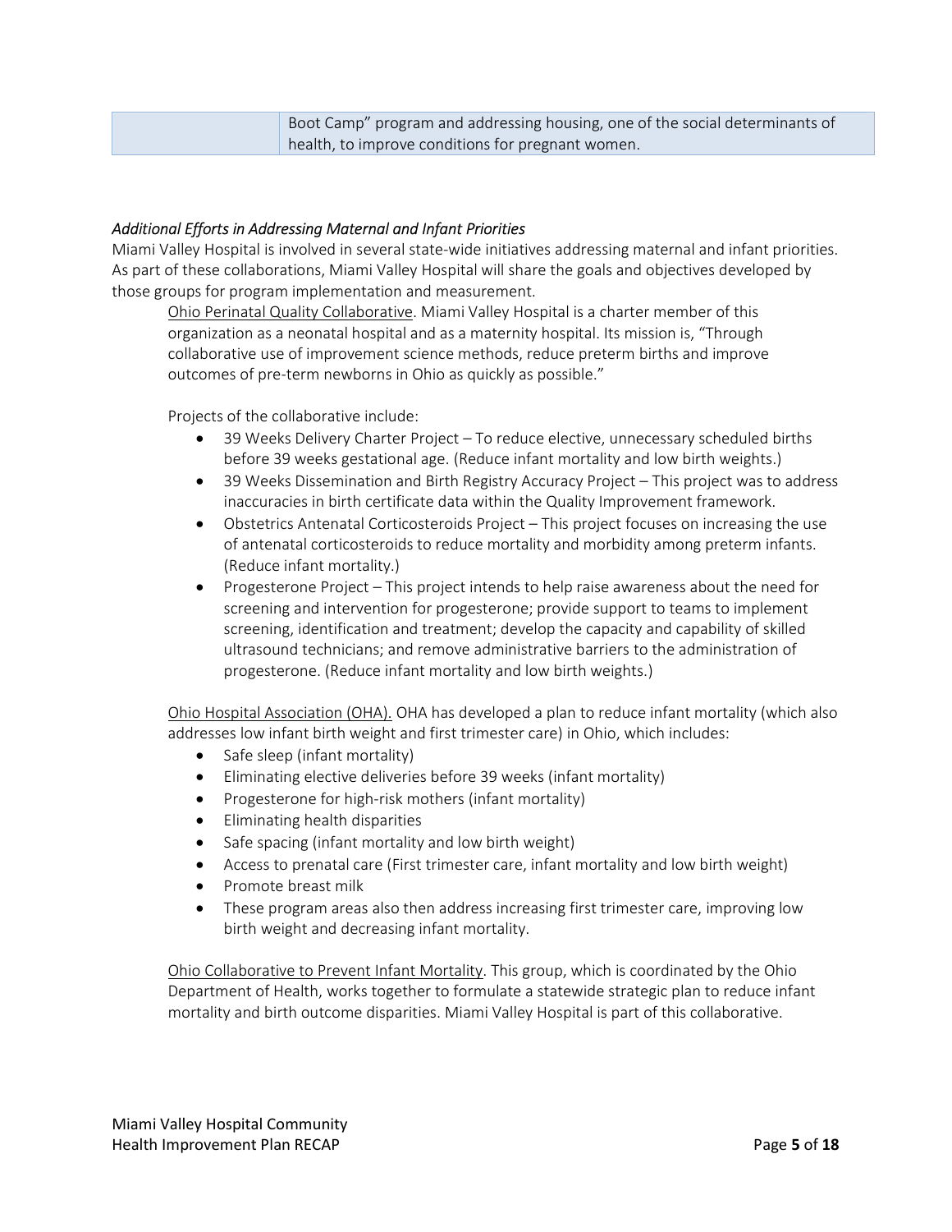| | Boot Camp" program and addressing housing, one of the social determinants of health, to improve conditions for pregnant women. |
|---|---|

*Additional Efforts in Addressing Maternal and Infant Priorities*

Miami Valley Hospital is involved in several state-wide initiatives addressing maternal and infant priorities. As part of these collaborations, Miami Valley Hospital will share the goals and objectives developed by those groups for program implementation and measurement.

Ohio Perinatal Quality Collaborative. Miami Valley Hospital is a charter member of this organization as a neonatal hospital and as a maternity hospital. Its mission is, "Through collaborative use of improvement science methods, reduce preterm births and improve outcomes of pre-term newborns in Ohio as quickly as possible."

Projects of the collaborative include:

- 39 Weeks Delivery Charter Project – To reduce elective, unnecessary scheduled births before 39 weeks gestational age. (Reduce infant mortality and low birth weights.)
- 39 Weeks Dissemination and Birth Registry Accuracy Project – This project was to address inaccuracies in birth certificate data within the Quality Improvement framework.
- Obstetrics Antenatal Corticosteroids Project – This project focuses on increasing the use of antenatal corticosteroids to reduce mortality and morbidity among preterm infants. (Reduce infant mortality.)
- Progesterone Project – This project intends to help raise awareness about the need for screening and intervention for progesterone; provide support to teams to implement screening, identification and treatment; develop the capacity and capability of skilled ultrasound technicians; and remove administrative barriers to the administration of progesterone. (Reduce infant mortality and low birth weights.)

Ohio Hospital Association (OHA). OHA has developed a plan to reduce infant mortality (which also addresses low infant birth weight and first trimester care) in Ohio, which includes:

- Safe sleep (infant mortality)
- Eliminating elective deliveries before 39 weeks (infant mortality)
- Progesterone for high-risk mothers (infant mortality)
- Eliminating health disparities
- Safe spacing (infant mortality and low birth weight)
- Access to prenatal care (First trimester care, infant mortality and low birth weight)
- Promote breast milk
- These program areas also then address increasing first trimester care, improving low birth weight and decreasing infant mortality.

Ohio Collaborative to Prevent Infant Mortality. This group, which is coordinated by the Ohio Department of Health, works together to formulate a statewide strategic plan to reduce infant mortality and birth outcome disparities. Miami Valley Hospital is part of this collaborative.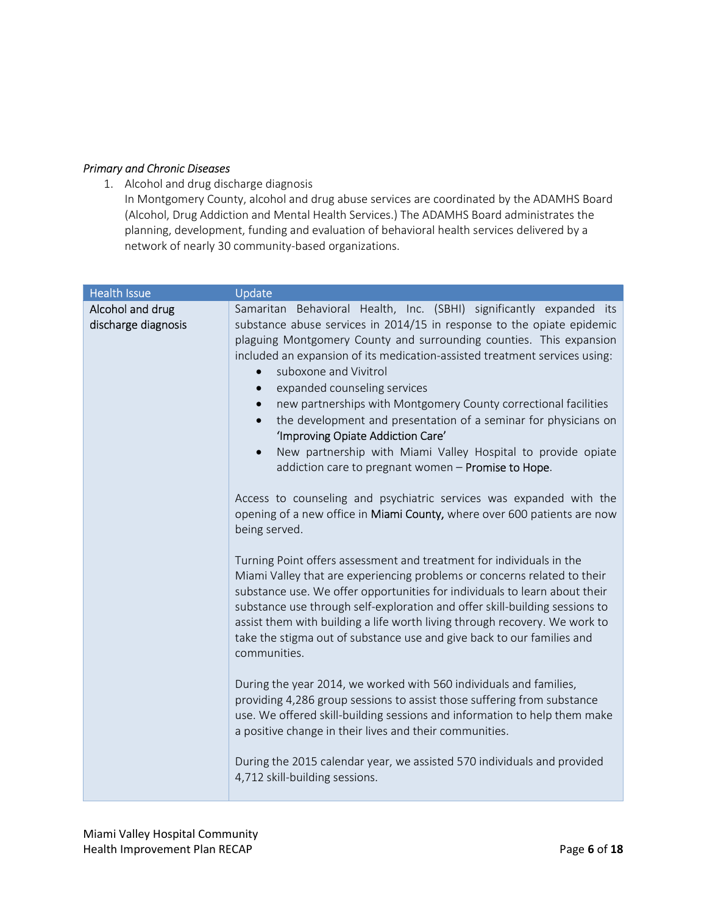*Primary and Chronic Diseases*

1. Alcohol and drug discharge diagnosis
   In Montgomery County, alcohol and drug abuse services are coordinated by the ADAMHS Board (Alcohol, Drug Addiction and Mental Health Services.) The ADAMHS Board administrates the planning, development, funding and evaluation of behavioral health services delivered by a network of nearly 30 community-based organizations.

| Health Issue | Update |
|---|---|
| Alcohol and drug discharge diagnosis | Samaritan Behavioral Health, Inc. (SBHI) significantly expanded its substance abuse services in 2014/15 in response to the opiate epidemic plaguing Montgomery County and surrounding counties. This expansion included an expansion of its medication-assisted treatment services using:<br>• suboxone and Vivitrol<br>• expanded counseling services<br>• new partnerships with Montgomery County correctional facilities<br>• the development and presentation of a seminar for physicians on 'Improving Opiate Addiction Care'<br>• New partnership with Miami Valley Hospital to provide opiate addiction care to pregnant women – Promise to Hope.<br><br>Access to counseling and psychiatric services was expanded with the opening of a new office in Miami County, where over 600 patients are now being served.<br><br>Turning Point offers assessment and treatment for individuals in the Miami Valley that are experiencing problems or concerns related to their substance use. We offer opportunities for individuals to learn about their substance use through self-exploration and offer skill-building sessions to assist them with building a life worth living through recovery. We work to take the stigma out of substance use and give back to our families and communities.<br><br>During the year 2014, we worked with 560 individuals and families, providing 4,286 group sessions to assist those suffering from substance use. We offered skill-building sessions and information to help them make a positive change in their lives and their communities.<br><br>During the 2015 calendar year, we assisted 570 individuals and provided 4,712 skill-building sessions. |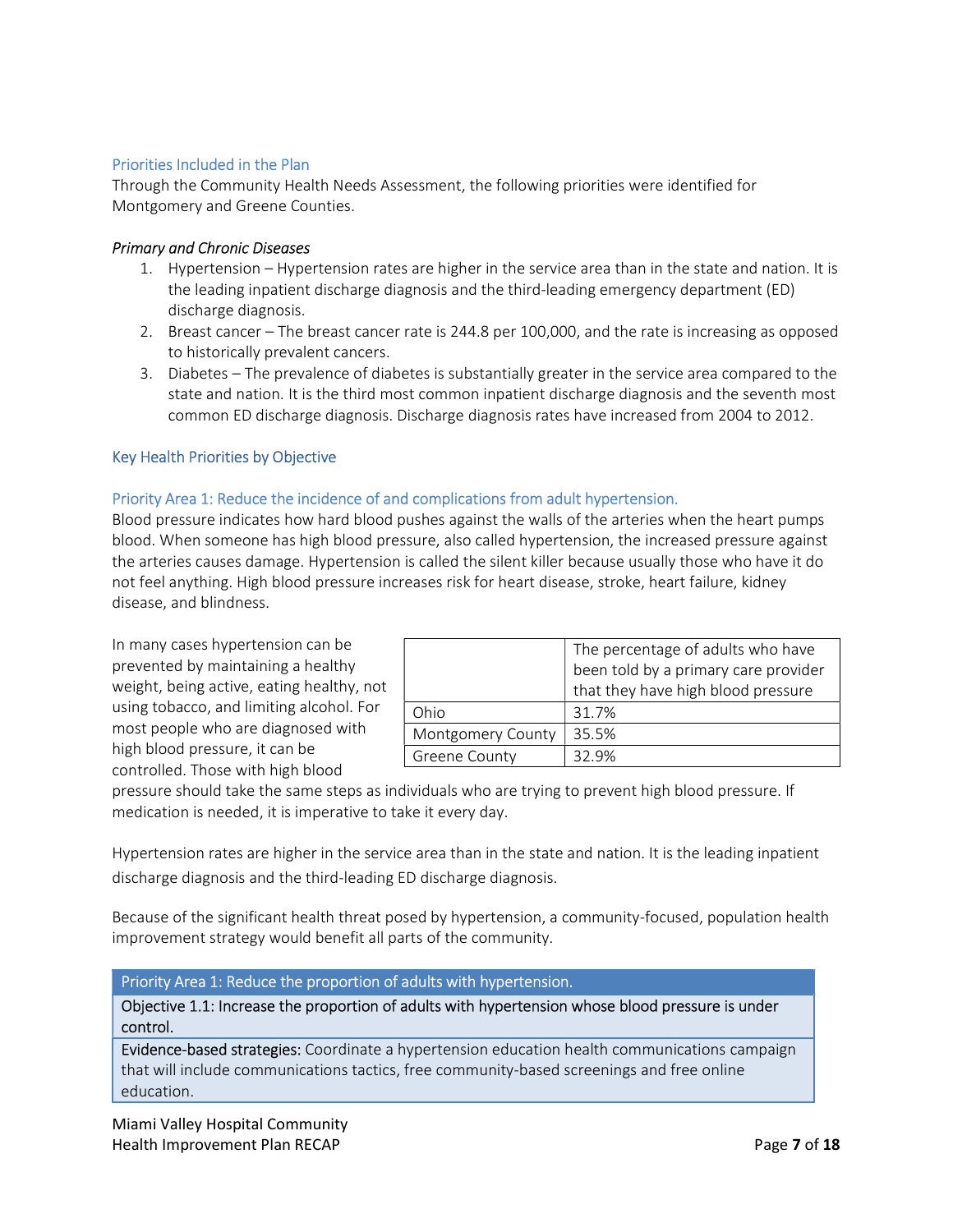## Priorities Included in the Plan

Through the Community Health Needs Assessment, the following priorities were identified for Montgomery and Greene Counties.

*Primary and Chronic Diseases*

1. Hypertension – Hypertension rates are higher in the service area than in the state and nation. It is the leading inpatient discharge diagnosis and the third-leading emergency department (ED) discharge diagnosis.
2. Breast cancer – The breast cancer rate is 244.8 per 100,000, and the rate is increasing as opposed to historically prevalent cancers.
3. Diabetes – The prevalence of diabetes is substantially greater in the service area compared to the state and nation. It is the third most common inpatient discharge diagnosis and the seventh most common ED discharge diagnosis. Discharge diagnosis rates have increased from 2004 to 2012.

## Key Health Priorities by Objective

### Priority Area 1: Reduce the incidence of and complications from adult hypertension.

Blood pressure indicates how hard blood pushes against the walls of the arteries when the heart pumps blood. When someone has high blood pressure, also called hypertension, the increased pressure against the arteries causes damage. Hypertension is called the silent killer because usually those who have it do not feel anything. High blood pressure increases risk for heart disease, stroke, heart failure, kidney disease, and blindness.

|  | The percentage of adults who have been told by a primary care provider that they have high blood pressure |
|---|---|
| Ohio | 31.7% |
| Montgomery County | 35.5% |
| Greene County | 32.9% |

In many cases hypertension can be prevented by maintaining a healthy weight, being active, eating healthy, not using tobacco, and limiting alcohol. For most people who are diagnosed with high blood pressure, it can be controlled. Those with high blood pressure should take the same steps as individuals who are trying to prevent high blood pressure. If medication is needed, it is imperative to take it every day.

Hypertension rates are higher in the service area than in the state and nation. It is the leading inpatient discharge diagnosis and the third-leading ED discharge diagnosis.

Because of the significant health threat posed by hypertension, a community-focused, population health improvement strategy would benefit all parts of the community.

| Priority Area 1: Reduce the proportion of adults with hypertension. |
|---|
| Objective 1.1: Increase the proportion of adults with hypertension whose blood pressure is under control. |
| Evidence-based strategies: Coordinate a hypertension education health communications campaign that will include communications tactics, free community-based screenings and free online education. |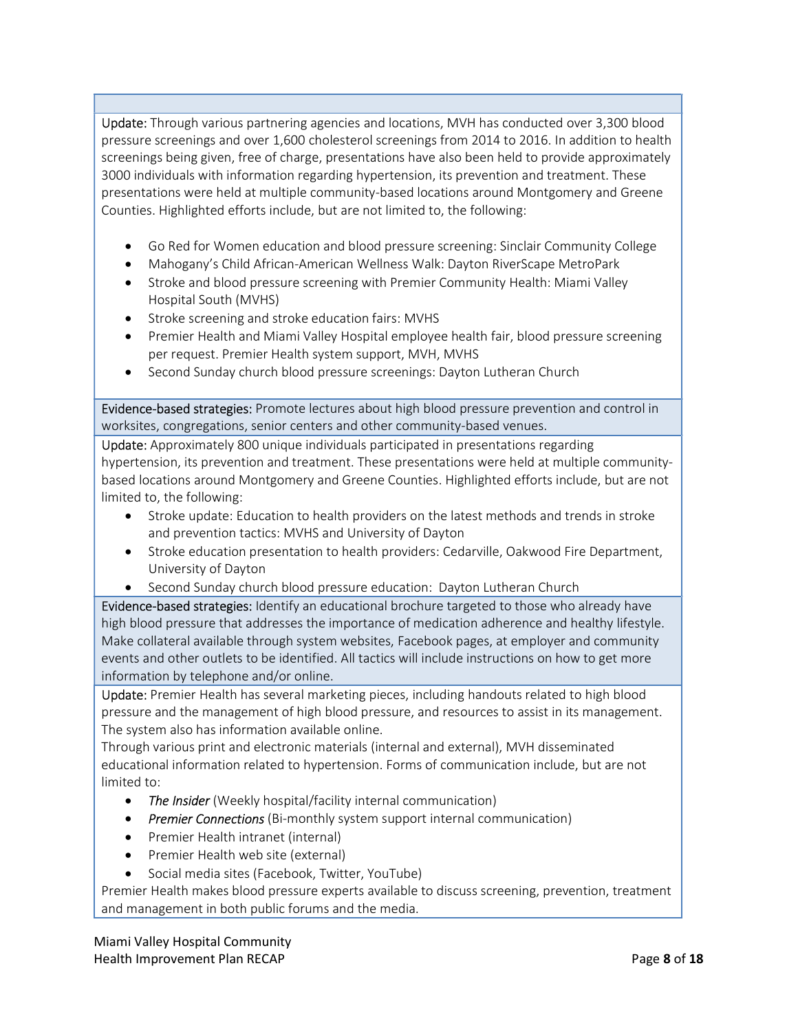**Update:** Through various partnering agencies and locations, MVH has conducted over 3,300 blood pressure screenings and over 1,600 cholesterol screenings from 2014 to 2016. In addition to health screenings being given, free of charge, presentations have also been held to provide approximately 3000 individuals with information regarding hypertension, its prevention and treatment. These presentations were held at multiple community-based locations around Montgomery and Greene Counties. Highlighted efforts include, but are not limited to, the following:

- Go Red for Women education and blood pressure screening: Sinclair Community College
- Mahogany's Child African-American Wellness Walk: Dayton RiverScape MetroPark
- Stroke and blood pressure screening with Premier Community Health: Miami Valley Hospital South (MVHS)
- Stroke screening and stroke education fairs: MVHS
- Premier Health and Miami Valley Hospital employee health fair, blood pressure screening per request. Premier Health system support, MVH, MVHS
- Second Sunday church blood pressure screenings: Dayton Lutheran Church

**Evidence-based strategies:** Promote lectures about high blood pressure prevention and control in worksites, congregations, senior centers and other community-based venues.

**Update:** Approximately 800 unique individuals participated in presentations regarding hypertension, its prevention and treatment. These presentations were held at multiple community-based locations around Montgomery and Greene Counties. Highlighted efforts include, but are not limited to, the following:

- Stroke update: Education to health providers on the latest methods and trends in stroke and prevention tactics: MVHS and University of Dayton
- Stroke education presentation to health providers: Cedarville, Oakwood Fire Department, University of Dayton
- Second Sunday church blood pressure education: Dayton Lutheran Church

**Evidence-based strategies:** Identify an educational brochure targeted to those who already have high blood pressure that addresses the importance of medication adherence and healthy lifestyle. Make collateral available through system websites, Facebook pages, at employer and community events and other outlets to be identified. All tactics will include instructions on how to get more information by telephone and/or online.

**Update:** Premier Health has several marketing pieces, including handouts related to high blood pressure and the management of high blood pressure, and resources to assist in its management. The system also has information available online.

Through various print and electronic materials (internal and external), MVH disseminated educational information related to hypertension. Forms of communication include, but are not limited to:

- *The Insider* (Weekly hospital/facility internal communication)
- *Premier Connections* (Bi-monthly system support internal communication)
- Premier Health intranet (internal)
- Premier Health web site (external)
- Social media sites (Facebook, Twitter, YouTube)

Premier Health makes blood pressure experts available to discuss screening, prevention, treatment and management in both public forums and the media.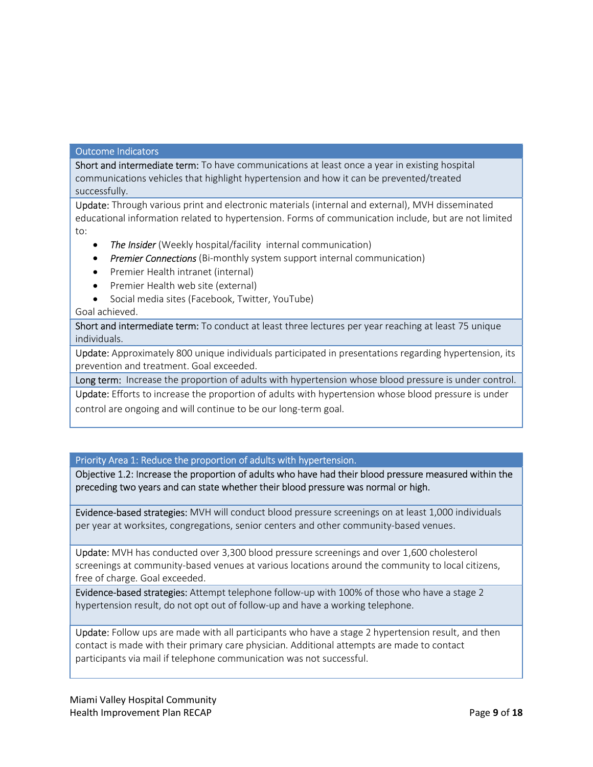| Outcome Indicators |
|---|
| **Short and intermediate term:** To have communications at least once a year in existing hospital communications vehicles that highlight hypertension and how it can be prevented/treated successfully. |
| **Update:** Through various print and electronic materials (internal and external), MVH disseminated educational information related to hypertension. Forms of communication include, but are not limited to: <br>• *The Insider* (Weekly hospital/facility internal communication)<br>• *Premier Connections* (Bi-monthly system support internal communication)<br>• Premier Health intranet (internal)<br>• Premier Health web site (external)<br>• Social media sites (Facebook, Twitter, YouTube)<br>Goal achieved. |
| **Short and intermediate term:** To conduct at least three lectures per year reaching at least 75 unique individuals. |
| **Update:** Approximately 800 unique individuals participated in presentations regarding hypertension, its prevention and treatment. Goal exceeded. |
| **Long term:** Increase the proportion of adults with hypertension whose blood pressure is under control. |
| **Update:** Efforts to increase the proportion of adults with hypertension whose blood pressure is under control are ongoing and will continue to be our long-term goal. |

| Priority Area 1: Reduce the proportion of adults with hypertension. |
|---|
| **Objective 1.2: Increase the proportion of adults who have had their blood pressure measured within the preceding two years and can state whether their blood pressure was normal or high.** |
| **Evidence-based strategies:** MVH will conduct blood pressure screenings on at least 1,000 individuals per year at worksites, congregations, senior centers and other community-based venues. |
| **Update:** MVH has conducted over 3,300 blood pressure screenings and over 1,600 cholesterol screenings at community-based venues at various locations around the community to local citizens, free of charge. Goal exceeded. |
| **Evidence-based strategies:** Attempt telephone follow-up with 100% of those who have a stage 2 hypertension result, do not opt out of follow-up and have a working telephone. |
| **Update:** Follow ups are made with all participants who have a stage 2 hypertension result, and then contact is made with their primary care physician. Additional attempts are made to contact participants via mail if telephone communication was not successful. |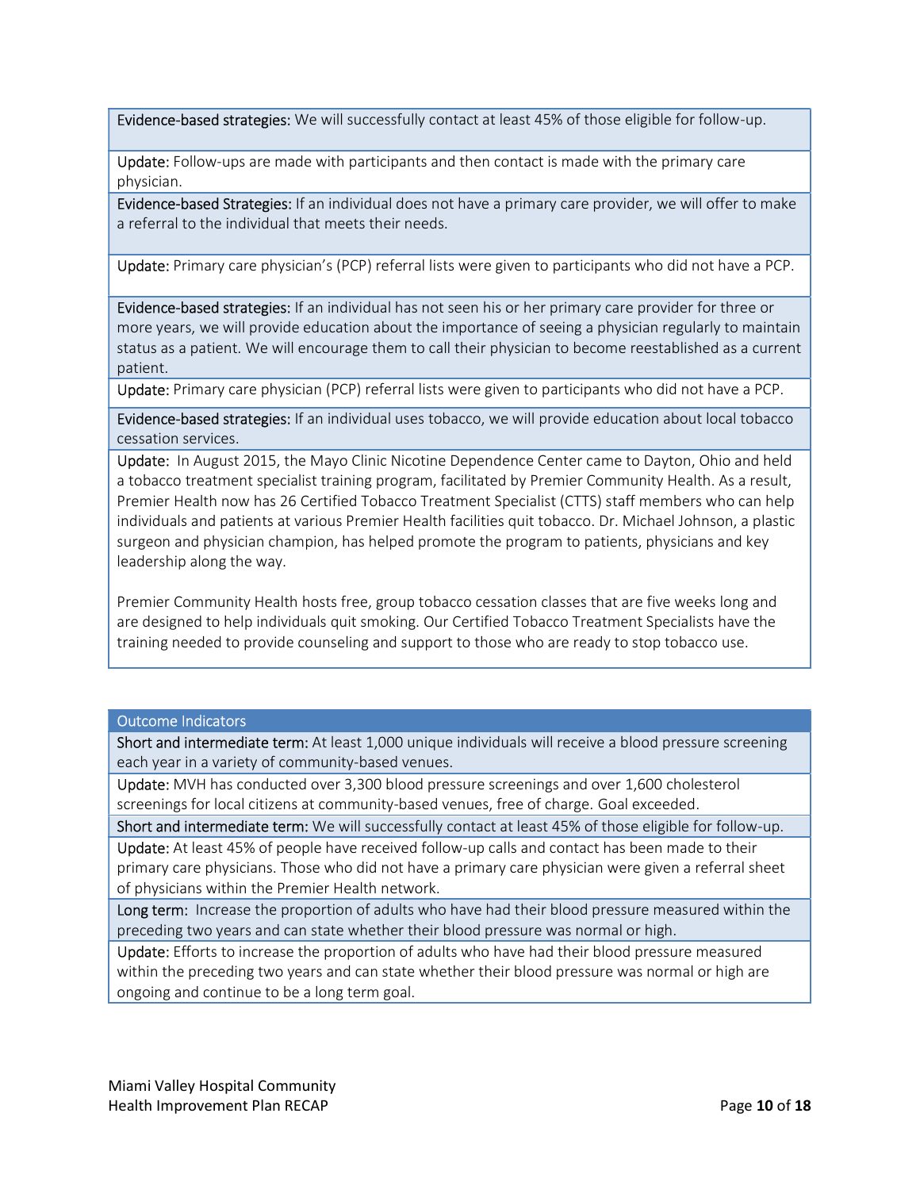**Evidence-based strategies:** We will successfully contact at least 45% of those eligible for follow-up.

**Update:** Follow-ups are made with participants and then contact is made with the primary care physician.

**Evidence-based Strategies:** If an individual does not have a primary care provider, we will offer to make a referral to the individual that meets their needs.

**Update:** Primary care physician's (PCP) referral lists were given to participants who did not have a PCP.

**Evidence-based strategies:** If an individual has not seen his or her primary care provider for three or more years, we will provide education about the importance of seeing a physician regularly to maintain status as a patient. We will encourage them to call their physician to become reestablished as a current patient.

**Update:** Primary care physician (PCP) referral lists were given to participants who did not have a PCP.

**Evidence-based strategies:** If an individual uses tobacco, we will provide education about local tobacco cessation services.

**Update:** In August 2015, the Mayo Clinic Nicotine Dependence Center came to Dayton, Ohio and held a tobacco treatment specialist training program, facilitated by Premier Community Health. As a result, Premier Health now has 26 Certified Tobacco Treatment Specialist (CTTS) staff members who can help individuals and patients at various Premier Health facilities quit tobacco. Dr. Michael Johnson, a plastic surgeon and physician champion, has helped promote the program to patients, physicians and key leadership along the way.

Premier Community Health hosts free, group tobacco cessation classes that are five weeks long and are designed to help individuals quit smoking. Our Certified Tobacco Treatment Specialists have the training needed to provide counseling and support to those who are ready to stop tobacco use.

## Outcome Indicators

**Short and intermediate term:** At least 1,000 unique individuals will receive a blood pressure screening each year in a variety of community-based venues.

**Update:** MVH has conducted over 3,300 blood pressure screenings and over 1,600 cholesterol screenings for local citizens at community-based venues, free of charge. Goal exceeded.

**Short and intermediate term:** We will successfully contact at least 45% of those eligible for follow-up.

**Update:** At least 45% of people have received follow-up calls and contact has been made to their primary care physicians. Those who did not have a primary care physician were given a referral sheet of physicians within the Premier Health network.

**Long term:** Increase the proportion of adults who have had their blood pressure measured within the preceding two years and can state whether their blood pressure was normal or high.

**Update:** Efforts to increase the proportion of adults who have had their blood pressure measured within the preceding two years and can state whether their blood pressure was normal or high are ongoing and continue to be a long term goal.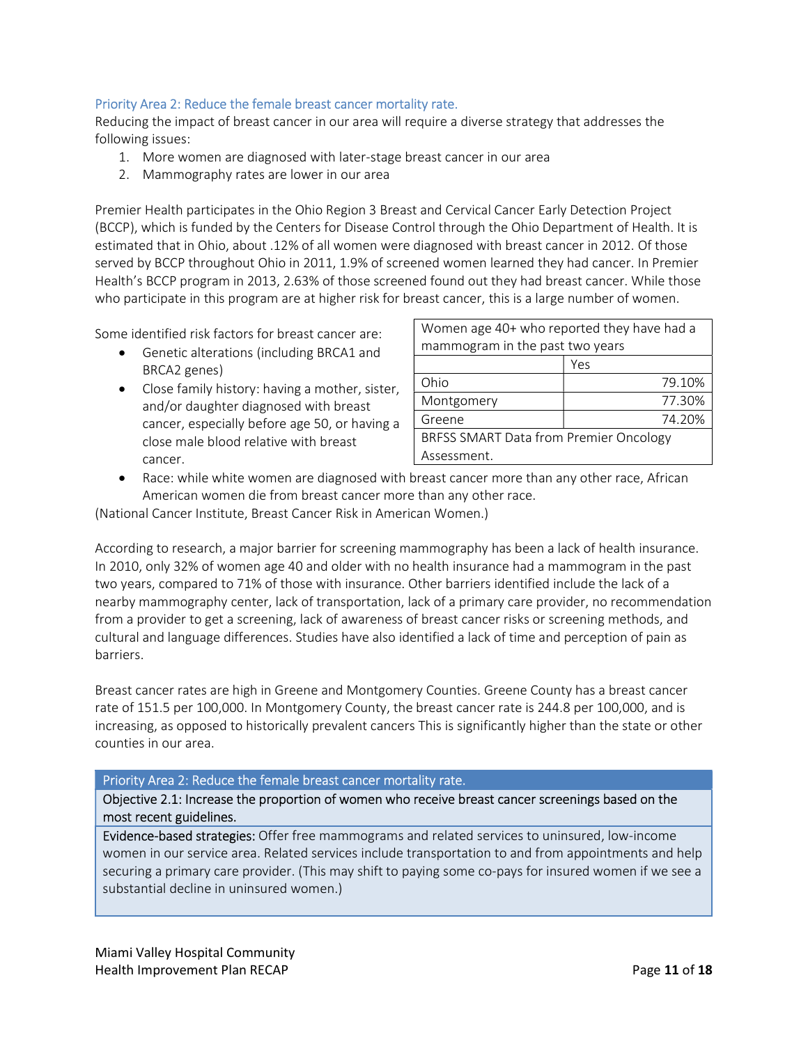## Priority Area 2: Reduce the female breast cancer mortality rate.

Reducing the impact of breast cancer in our area will require a diverse strategy that addresses the following issues:

1. More women are diagnosed with later-stage breast cancer in our area
2. Mammography rates are lower in our area

Premier Health participates in the Ohio Region 3 Breast and Cervical Cancer Early Detection Project (BCCP), which is funded by the Centers for Disease Control through the Ohio Department of Health. It is estimated that in Ohio, about .12% of all women were diagnosed with breast cancer in 2012. Of those served by BCCP throughout Ohio in 2011, 1.9% of screened women learned they had cancer. In Premier Health's BCCP program in 2013, 2.63% of those screened found out they had breast cancer. While those who participate in this program are at higher risk for breast cancer, this is a large number of women.

Some identified risk factors for breast cancer are:

- Genetic alterations (including BRCA1 and BRCA2 genes)
- Close family history: having a mother, sister, and/or daughter diagnosed with breast cancer, especially before age 50, or having a close male blood relative with breast cancer.
- Race: while white women are diagnosed with breast cancer more than any other race, African American women die from breast cancer more than any other race.

(National Cancer Institute, Breast Cancer Risk in American Women.)

| Women age 40+ who reported they have had a mammogram in the past two years | |
|---|---|
| | Yes |
| Ohio | 79.10% |
| Montgomery | 77.30% |
| Greene | 74.20% |
| BRFSS SMART Data from Premier Oncology Assessment. | |

According to research, a major barrier for screening mammography has been a lack of health insurance. In 2010, only 32% of women age 40 and older with no health insurance had a mammogram in the past two years, compared to 71% of those with insurance. Other barriers identified include the lack of a nearby mammography center, lack of transportation, lack of a primary care provider, no recommendation from a provider to get a screening, lack of awareness of breast cancer risks or screening methods, and cultural and language differences. Studies have also identified a lack of time and perception of pain as barriers.

Breast cancer rates are high in Greene and Montgomery Counties. Greene County has a breast cancer rate of 151.5 per 100,000. In Montgomery County, the breast cancer rate is 244.8 per 100,000, and is increasing, as opposed to historically prevalent cancers This is significantly higher than the state or other counties in our area.

| Priority Area 2: Reduce the female breast cancer mortality rate. |
|---|
| Objective 2.1: Increase the proportion of women who receive breast cancer screenings based on the most recent guidelines. |
| Evidence-based strategies: Offer free mammograms and related services to uninsured, low-income women in our service area. Related services include transportation to and from appointments and help securing a primary care provider. (This may shift to paying some co-pays for insured women if we see a substantial decline in uninsured women.) |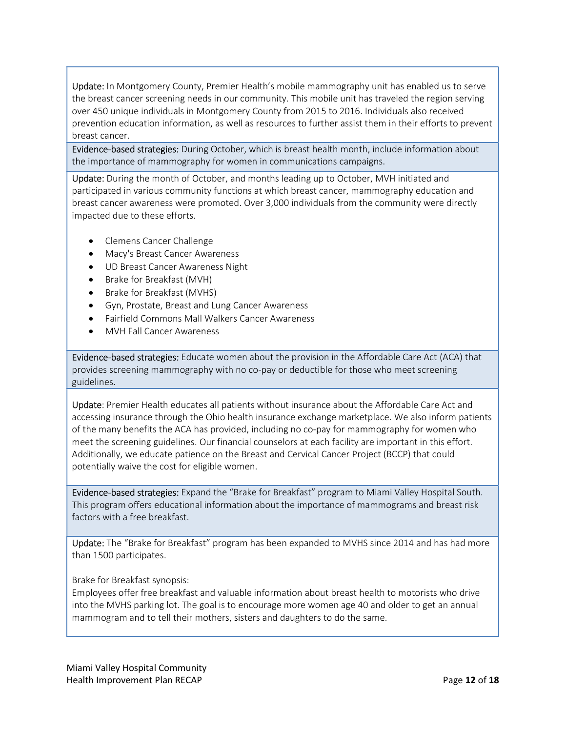Update: In Montgomery County, Premier Health's mobile mammography unit has enabled us to serve the breast cancer screening needs in our community. This mobile unit has traveled the region serving over 450 unique individuals in Montgomery County from 2015 to 2016. Individuals also received prevention education information, as well as resources to further assist them in their efforts to prevent breast cancer.

Evidence-based strategies: During October, which is breast health month, include information about the importance of mammography for women in communications campaigns.

Update: During the month of October, and months leading up to October, MVH initiated and participated in various community functions at which breast cancer, mammography education and breast cancer awareness were promoted. Over 3,000 individuals from the community were directly impacted due to these efforts.

- Clemens Cancer Challenge
- Macy's Breast Cancer Awareness
- UD Breast Cancer Awareness Night
- Brake for Breakfast (MVH)
- Brake for Breakfast (MVHS)
- Gyn, Prostate, Breast and Lung Cancer Awareness
- Fairfield Commons Mall Walkers Cancer Awareness
- MVH Fall Cancer Awareness

Evidence-based strategies: Educate women about the provision in the Affordable Care Act (ACA) that provides screening mammography with no co-pay or deductible for those who meet screening guidelines.

Update: Premier Health educates all patients without insurance about the Affordable Care Act and accessing insurance through the Ohio health insurance exchange marketplace. We also inform patients of the many benefits the ACA has provided, including no co-pay for mammography for women who meet the screening guidelines. Our financial counselors at each facility are important in this effort. Additionally, we educate patience on the Breast and Cervical Cancer Project (BCCP) that could potentially waive the cost for eligible women.

Evidence-based strategies: Expand the "Brake for Breakfast" program to Miami Valley Hospital South. This program offers educational information about the importance of mammograms and breast risk factors with a free breakfast.

Update: The "Brake for Breakfast" program has been expanded to MVHS since 2014 and has had more than 1500 participates.

Brake for Breakfast synopsis:
Employees offer free breakfast and valuable information about breast health to motorists who drive into the MVHS parking lot. The goal is to encourage more women age 40 and older to get an annual mammogram and to tell their mothers, sisters and daughters to do the same.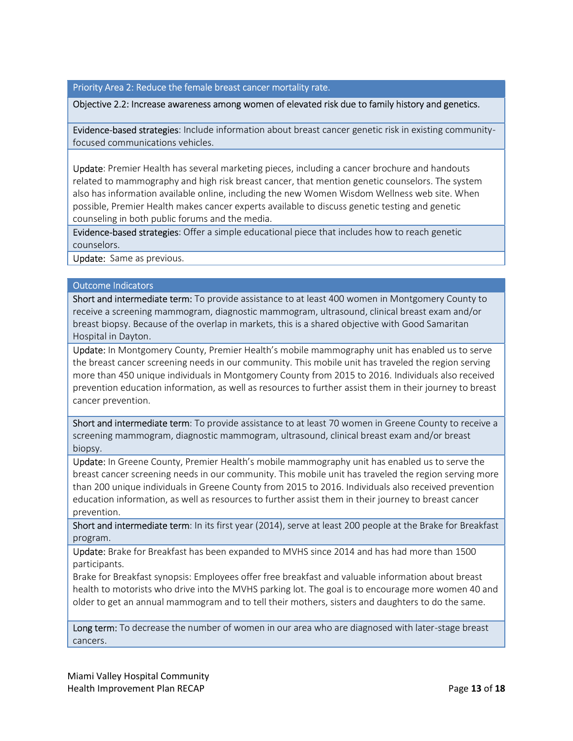## Priority Area 2: Reduce the female breast cancer mortality rate.

**Objective 2.2: Increase awareness among women of elevated risk due to family history and genetics.**

**Evidence-based strategies**: Include information about breast cancer genetic risk in existing community-focused communications vehicles.

**Update**: Premier Health has several marketing pieces, including a cancer brochure and handouts related to mammography and high risk breast cancer, that mention genetic counselors. The system also has information available online, including the new Women Wisdom Wellness web site. When possible, Premier Health makes cancer experts available to discuss genetic testing and genetic counseling in both public forums and the media.

**Evidence-based strategies**: Offer a simple educational piece that includes how to reach genetic counselors.

**Update**: Same as previous.

## Outcome Indicators

**Short and intermediate term:** To provide assistance to at least 400 women in Montgomery County to receive a screening mammogram, diagnostic mammogram, ultrasound, clinical breast exam and/or breast biopsy. Because of the overlap in markets, this is a shared objective with Good Samaritan Hospital in Dayton.

**Update:** In Montgomery County, Premier Health's mobile mammography unit has enabled us to serve the breast cancer screening needs in our community. This mobile unit has traveled the region serving more than 450 unique individuals in Montgomery County from 2015 to 2016. Individuals also received prevention education information, as well as resources to further assist them in their journey to breast cancer prevention.

**Short and intermediate term**: To provide assistance to at least 70 women in Greene County to receive a screening mammogram, diagnostic mammogram, ultrasound, clinical breast exam and/or breast biopsy.

**Update:** In Greene County, Premier Health's mobile mammography unit has enabled us to serve the breast cancer screening needs in our community. This mobile unit has traveled the region serving more than 200 unique individuals in Greene County from 2015 to 2016. Individuals also received prevention education information, as well as resources to further assist them in their journey to breast cancer prevention.

**Short and intermediate term**: In its first year (2014), serve at least 200 people at the Brake for Breakfast program.

**Update:** Brake for Breakfast has been expanded to MVHS since 2014 and has had more than 1500 participants.

Brake for Breakfast synopsis: Employees offer free breakfast and valuable information about breast health to motorists who drive into the MVHS parking lot. The goal is to encourage more women 40 and older to get an annual mammogram and to tell their mothers, sisters and daughters to do the same.

**Long term:** To decrease the number of women in our area who are diagnosed with later-stage breast cancers.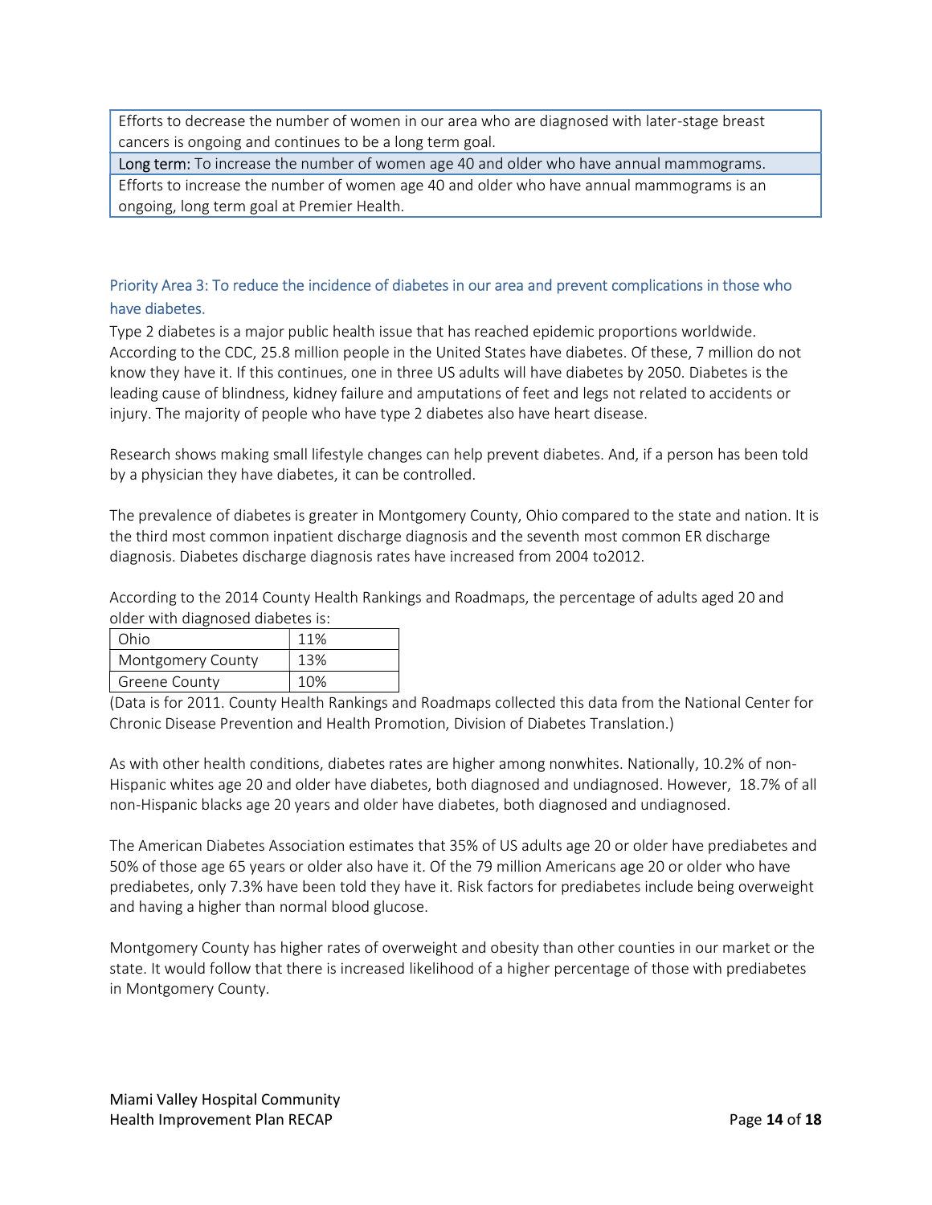| Efforts to decrease the number of women in our area who are diagnosed with later-stage breast cancers is ongoing and continues to be a long term goal. |
| --- |
| Long term: To increase the number of women age 40 and older who have annual mammograms. |
| Efforts to increase the number of women age 40 and older who have annual mammograms is an ongoing, long term goal at Premier Health. |

## Priority Area 3: To reduce the incidence of diabetes in our area and prevent complications in those who have diabetes.

Type 2 diabetes is a major public health issue that has reached epidemic proportions worldwide. According to the CDC, 25.8 million people in the United States have diabetes. Of these, 7 million do not know they have it. If this continues, one in three US adults will have diabetes by 2050. Diabetes is the leading cause of blindness, kidney failure and amputations of feet and legs not related to accidents or injury. The majority of people who have type 2 diabetes also have heart disease.

Research shows making small lifestyle changes can help prevent diabetes. And, if a person has been told by a physician they have diabetes, it can be controlled.

The prevalence of diabetes is greater in Montgomery County, Ohio compared to the state and nation. It is the third most common inpatient discharge diagnosis and the seventh most common ER discharge diagnosis. Diabetes discharge diagnosis rates have increased from 2004 to2012.

According to the 2014 County Health Rankings and Roadmaps, the percentage of adults aged 20 and older with diagnosed diabetes is:

| Ohio | 11% |
| --- | --- |
| Montgomery County | 13% |
| Greene County | 10% |

(Data is for 2011. County Health Rankings and Roadmaps collected this data from the National Center for Chronic Disease Prevention and Health Promotion, Division of Diabetes Translation.)

As with other health conditions, diabetes rates are higher among nonwhites. Nationally, 10.2% of non-Hispanic whites age 20 and older have diabetes, both diagnosed and undiagnosed. However, 18.7% of all non-Hispanic blacks age 20 years and older have diabetes, both diagnosed and undiagnosed.

The American Diabetes Association estimates that 35% of US adults age 20 or older have prediabetes and 50% of those age 65 years or older also have it. Of the 79 million Americans age 20 or older who have prediabetes, only 7.3% have been told they have it. Risk factors for prediabetes include being overweight and having a higher than normal blood glucose.

Montgomery County has higher rates of overweight and obesity than other counties in our market or the state. It would follow that there is increased likelihood of a higher percentage of those with prediabetes in Montgomery County.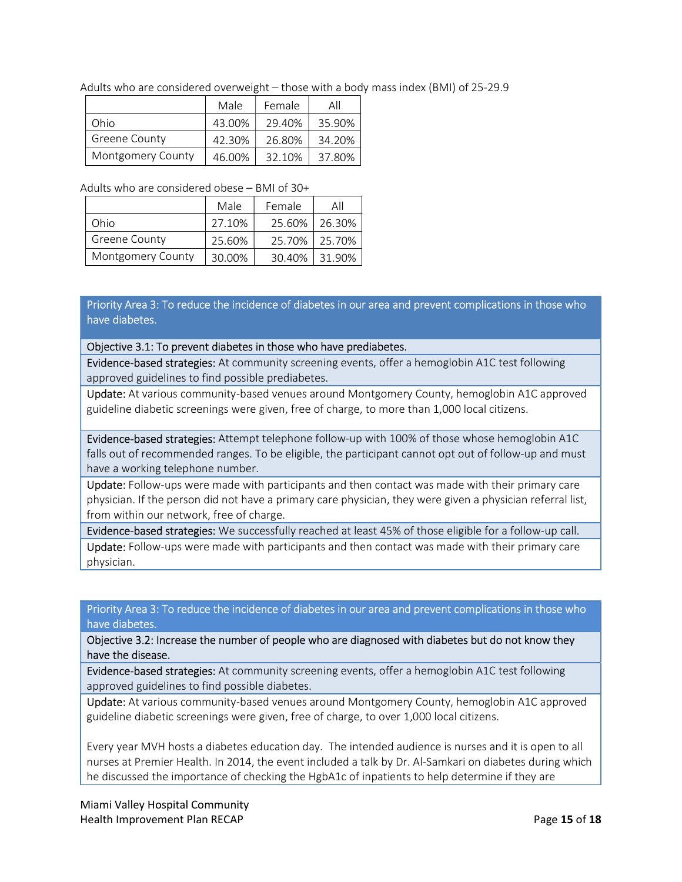Adults who are considered overweight – those with a body mass index (BMI) of 25-29.9

| | Male | Female | All |
|---|---|---|---|
| Ohio | 43.00% | 29.40% | 35.90% |
| Greene County | 42.30% | 26.80% | 34.20% |
| Montgomery County | 46.00% | 32.10% | 37.80% |

Adults who are considered obese – BMI of 30+

| | Male | Female | All |
|---|---|---|---|
| Ohio | 27.10% | 25.60% | 26.30% |
| Greene County | 25.60% | 25.70% | 25.70% |
| Montgomery County | 30.00% | 30.40% | 31.90% |

| Priority Area 3: To reduce the incidence of diabetes in our area and prevent complications in those who have diabetes. |
|---|
| Objective 3.1: To prevent diabetes in those who have prediabetes. |
| Evidence-based strategies: At community screening events, offer a hemoglobin A1C test following approved guidelines to find possible prediabetes. |
| Update: At various community-based venues around Montgomery County, hemoglobin A1C approved guideline diabetic screenings were given, free of charge, to more than 1,000 local citizens. |
| Evidence-based strategies: Attempt telephone follow-up with 100% of those whose hemoglobin A1C falls out of recommended ranges. To be eligible, the participant cannot opt out of follow-up and must have a working telephone number. |
| Update: Follow-ups were made with participants and then contact was made with their primary care physician. If the person did not have a primary care physician, they were given a physician referral list, from within our network, free of charge. |
| Evidence-based strategies: We successfully reached at least 45% of those eligible for a follow-up call. |
| Update: Follow-ups were made with participants and then contact was made with their primary care physician. |

| Priority Area 3: To reduce the incidence of diabetes in our area and prevent complications in those who have diabetes. |
|---|
| Objective 3.2: Increase the number of people who are diagnosed with diabetes but do not know they have the disease. |
| Evidence-based strategies: At community screening events, offer a hemoglobin A1C test following approved guidelines to find possible diabetes. |
| Update: At various community-based venues around Montgomery County, hemoglobin A1C approved guideline diabetic screenings were given, free of charge, to over 1,000 local citizens.<br><br>Every year MVH hosts a diabetes education day. The intended audience is nurses and it is open to all nurses at Premier Health. In 2014, the event included a talk by Dr. Al-Samkari on diabetes during which he discussed the importance of checking the HgbA1c of inpatients to help determine if they are |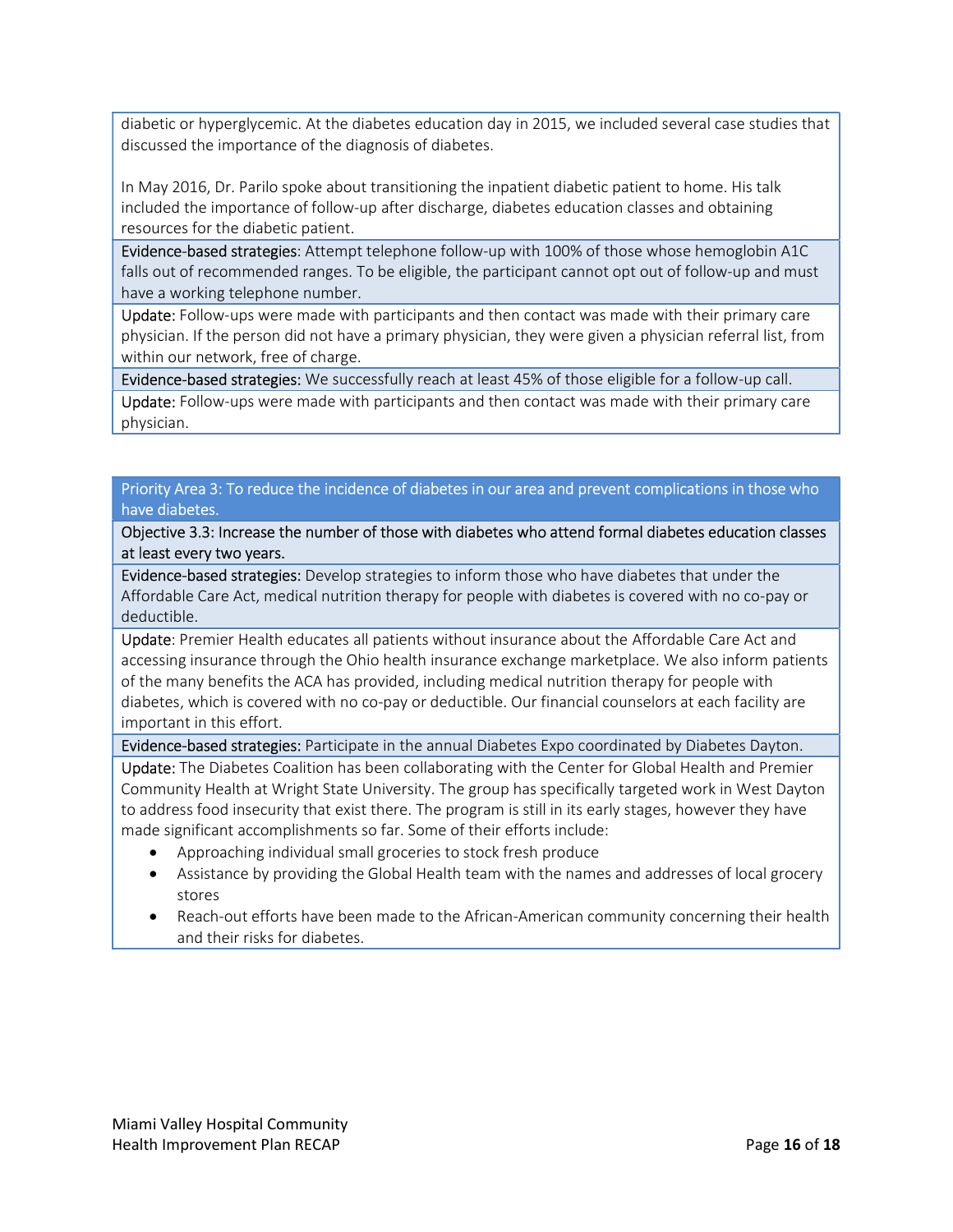diabetic or hyperglycemic. At the diabetes education day in 2015, we included several case studies that discussed the importance of the diagnosis of diabetes.

In May 2016, Dr. Parilo spoke about transitioning the inpatient diabetic patient to home. His talk included the importance of follow-up after discharge, diabetes education classes and obtaining resources for the diabetic patient.

Evidence-based strategies: Attempt telephone follow-up with 100% of those whose hemoglobin A1C falls out of recommended ranges. To be eligible, the participant cannot opt out of follow-up and must have a working telephone number.

Update: Follow-ups were made with participants and then contact was made with their primary care physician. If the person did not have a primary physician, they were given a physician referral list, from within our network, free of charge.

Evidence-based strategies: We successfully reach at least 45% of those eligible for a follow-up call.

Update: Follow-ups were made with participants and then contact was made with their primary care physician.

## Priority Area 3: To reduce the incidence of diabetes in our area and prevent complications in those who have diabetes.

Objective 3.3: Increase the number of those with diabetes who attend formal diabetes education classes at least every two years.

Evidence-based strategies: Develop strategies to inform those who have diabetes that under the Affordable Care Act, medical nutrition therapy for people with diabetes is covered with no co-pay or deductible.

Update: Premier Health educates all patients without insurance about the Affordable Care Act and accessing insurance through the Ohio health insurance exchange marketplace. We also inform patients of the many benefits the ACA has provided, including medical nutrition therapy for people with diabetes, which is covered with no co-pay or deductible. Our financial counselors at each facility are important in this effort.

Evidence-based strategies: Participate in the annual Diabetes Expo coordinated by Diabetes Dayton.

Update: The Diabetes Coalition has been collaborating with the Center for Global Health and Premier Community Health at Wright State University. The group has specifically targeted work in West Dayton to address food insecurity that exist there. The program is still in its early stages, however they have made significant accomplishments so far. Some of their efforts include:

- Approaching individual small groceries to stock fresh produce
- Assistance by providing the Global Health team with the names and addresses of local grocery stores
- Reach-out efforts have been made to the African-American community concerning their health and their risks for diabetes.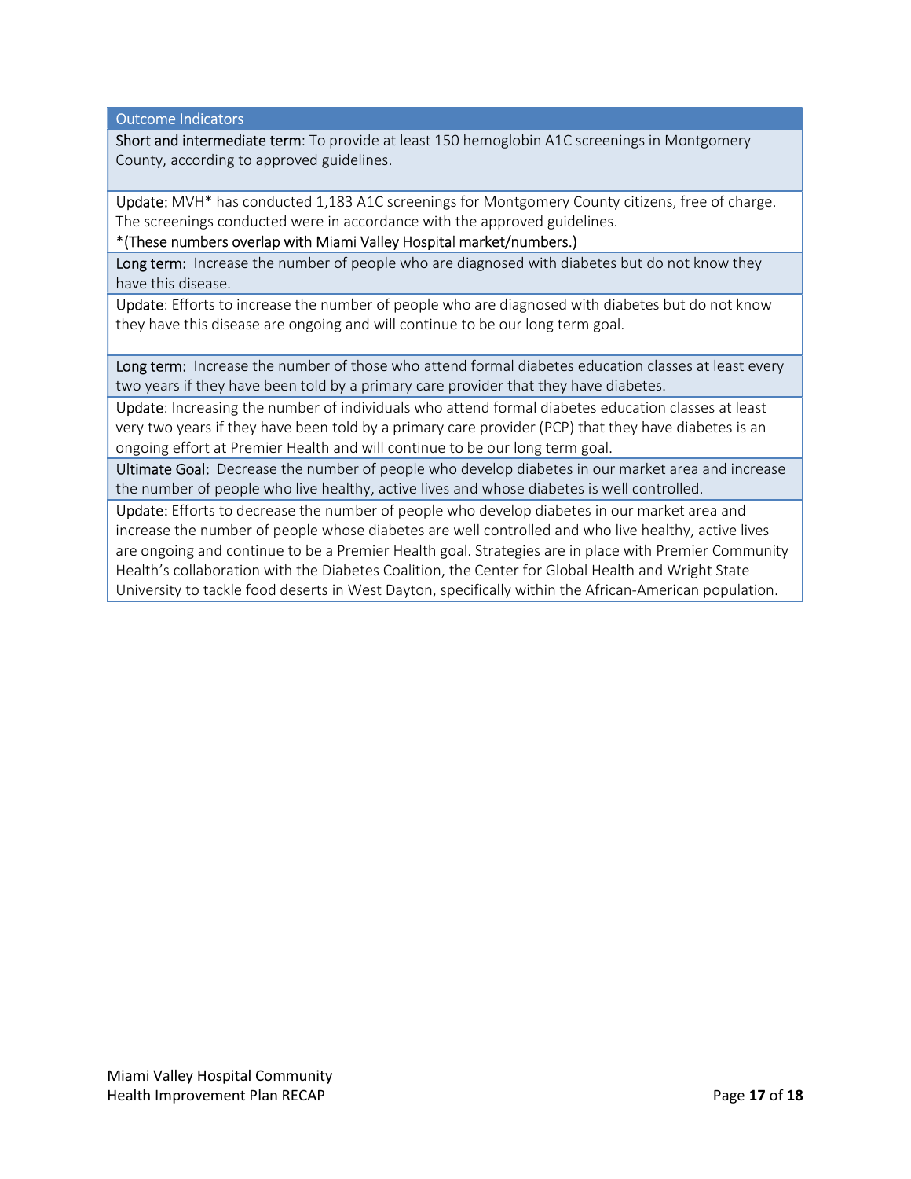| Outcome Indicators |
| --- |
| Short and intermediate term: To provide at least 150 hemoglobin A1C screenings in Montgomery County, according to approved guidelines. |
| Update: MVH* has conducted 1,183 A1C screenings for Montgomery County citizens, free of charge. The screenings conducted were in accordance with the approved guidelines.<br>*(These numbers overlap with Miami Valley Hospital market/numbers.) |
| Long term: Increase the number of people who are diagnosed with diabetes but do not know they have this disease. |
| Update: Efforts to increase the number of people who are diagnosed with diabetes but do not know they have this disease are ongoing and will continue to be our long term goal. |
| Long term: Increase the number of those who attend formal diabetes education classes at least every two years if they have been told by a primary care provider that they have diabetes. |
| Update: Increasing the number of individuals who attend formal diabetes education classes at least very two years if they have been told by a primary care provider (PCP) that they have diabetes is an ongoing effort at Premier Health and will continue to be our long term goal. |
| Ultimate Goal: Decrease the number of people who develop diabetes in our market area and increase the number of people who live healthy, active lives and whose diabetes is well controlled. |
| Update: Efforts to decrease the number of people who develop diabetes in our market area and increase the number of people whose diabetes are well controlled and who live healthy, active lives are ongoing and continue to be a Premier Health goal. Strategies are in place with Premier Community Health's collaboration with the Diabetes Coalition, the Center for Global Health and Wright State University to tackle food deserts in West Dayton, specifically within the African-American population. |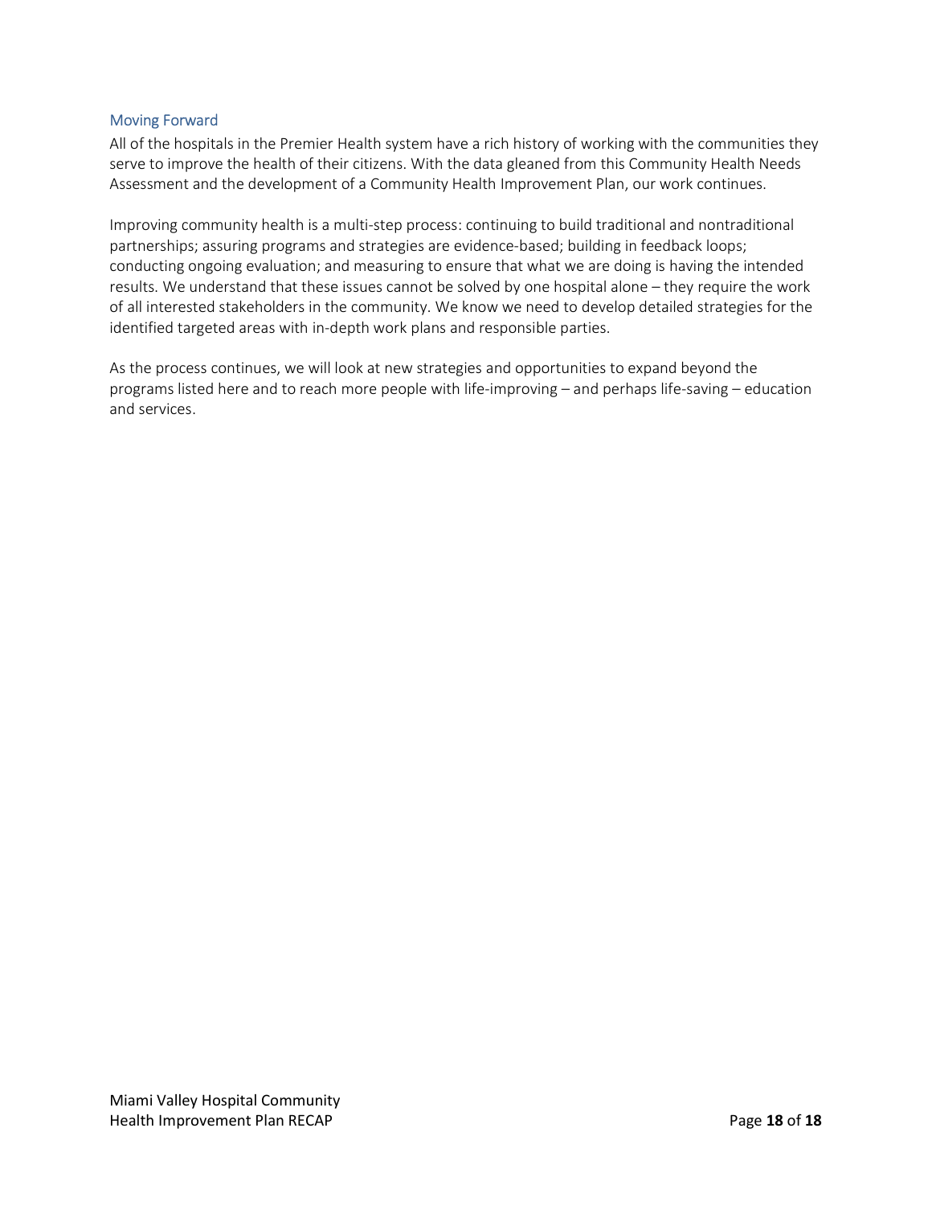## Moving Forward

All of the hospitals in the Premier Health system have a rich history of working with the communities they serve to improve the health of their citizens. With the data gleaned from this Community Health Needs Assessment and the development of a Community Health Improvement Plan, our work continues.

Improving community health is a multi-step process: continuing to build traditional and nontraditional partnerships; assuring programs and strategies are evidence-based; building in feedback loops; conducting ongoing evaluation; and measuring to ensure that what we are doing is having the intended results. We understand that these issues cannot be solved by one hospital alone – they require the work of all interested stakeholders in the community. We know we need to develop detailed strategies for the identified targeted areas with in-depth work plans and responsible parties.

As the process continues, we will look at new strategies and opportunities to expand beyond the programs listed here and to reach more people with life-improving – and perhaps life-saving – education and services.